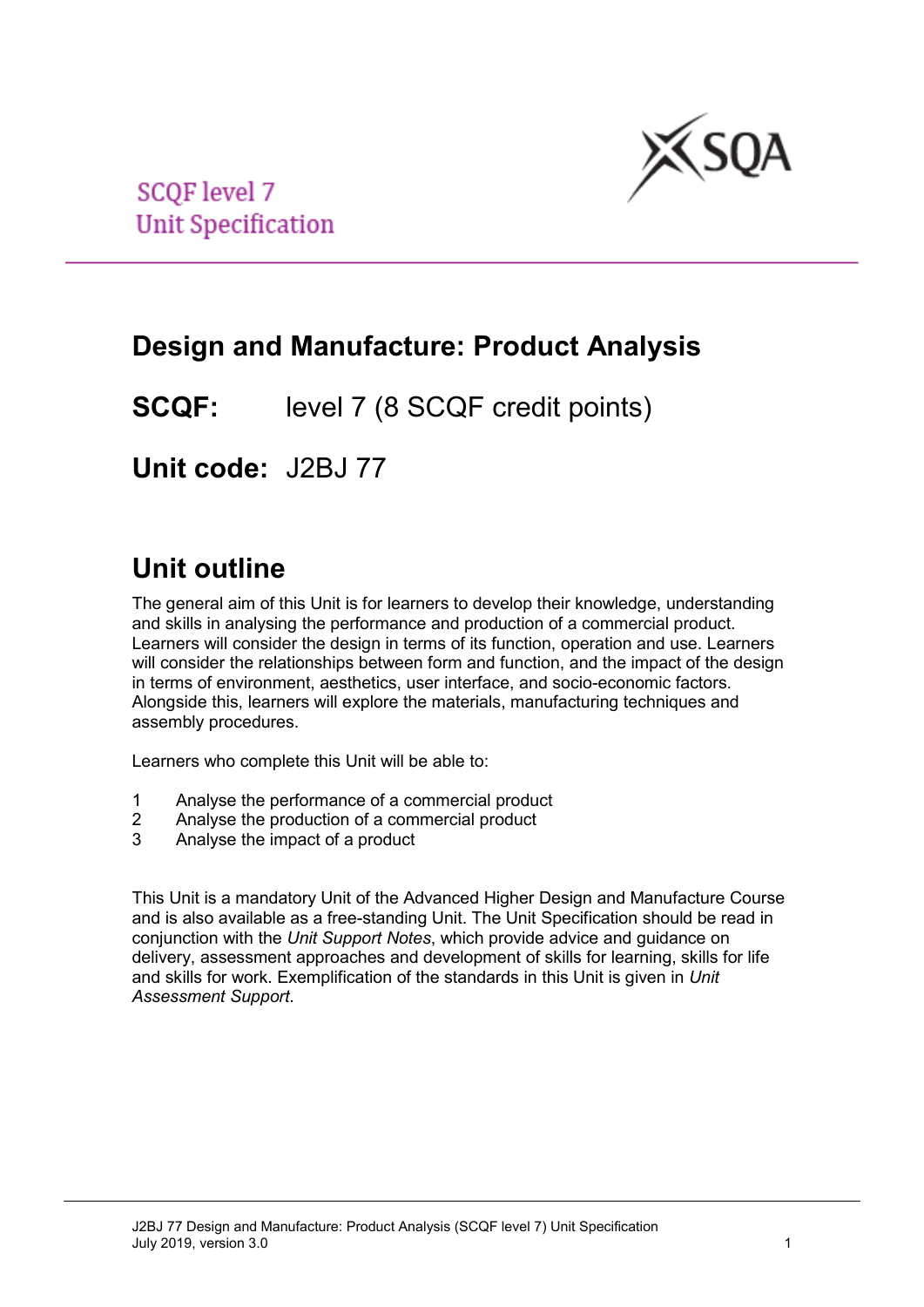SCQF level 7
Unit Specification

# Design and Manufacture: Product Analysis

**SCQF:** level 7 (8 SCQF credit points)

**Unit code:** J2BJ 77

## Unit outline

The general aim of this Unit is for learners to develop their knowledge, understanding and skills in analysing the performance and production of a commercial product. Learners will consider the design in terms of its function, operation and use. Learners will consider the relationships between form and function, and the impact of the design in terms of environment, aesthetics, user interface, and socio-economic factors. Alongside this, learners will explore the materials, manufacturing techniques and assembly procedures.

Learners who complete this Unit will be able to:

1. Analyse the performance of a commercial product
2. Analyse the production of a commercial product
3. Analyse the impact of a product

This Unit is a mandatory Unit of the Advanced Higher Design and Manufacture Course and is also available as a free-standing Unit. The Unit Specification should be read in conjunction with the *Unit Support Notes*, which provide advice and guidance on delivery, assessment approaches and development of skills for learning, skills for life and skills for work. Exemplification of the standards in this Unit is given in *Unit Assessment Support*.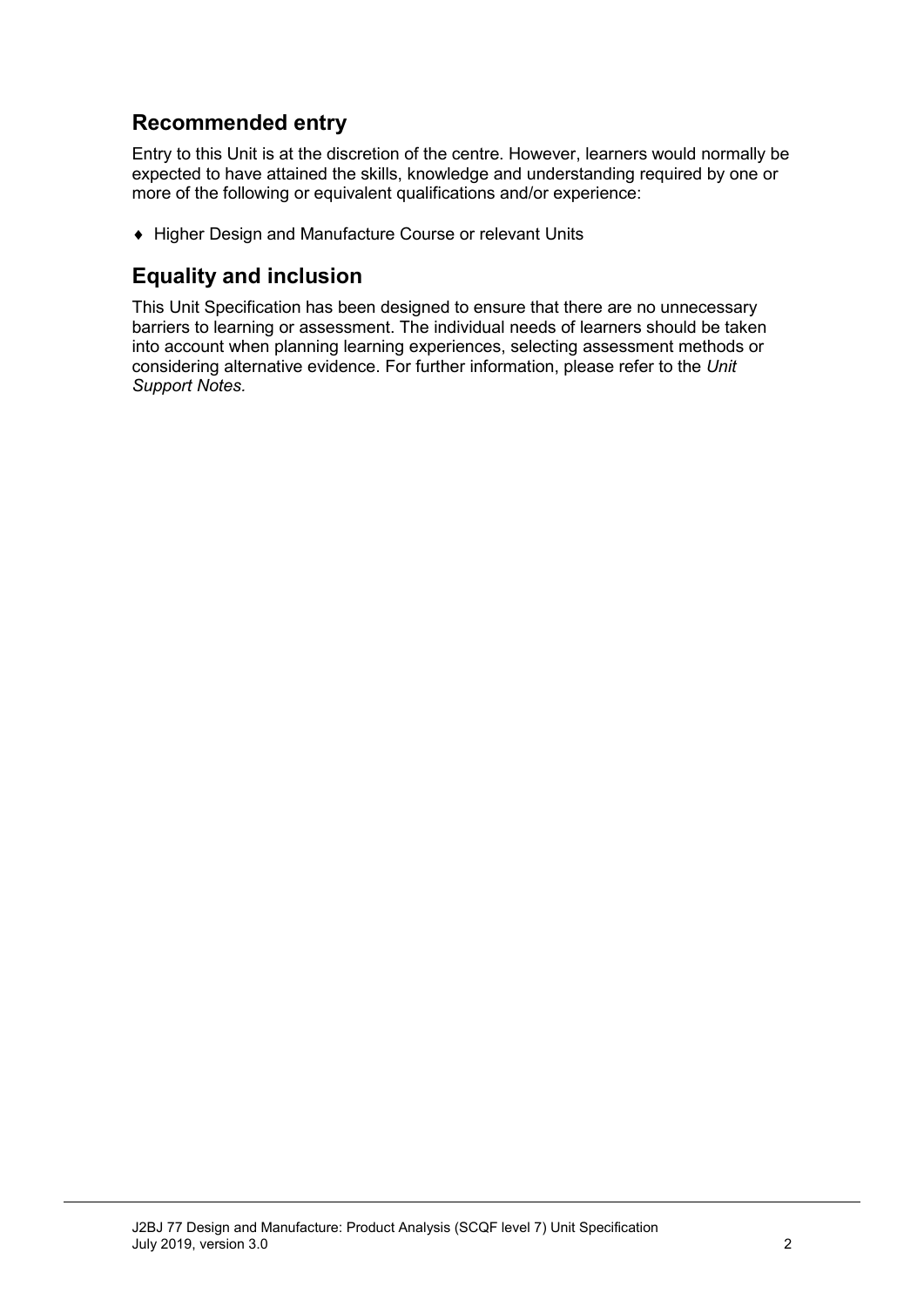## Recommended entry

Entry to this Unit is at the discretion of the centre. However, learners would normally be expected to have attained the skills, knowledge and understanding required by one or more of the following or equivalent qualifications and/or experience:

- Higher Design and Manufacture Course or relevant Units

## Equality and inclusion

This Unit Specification has been designed to ensure that there are no unnecessary barriers to learning or assessment. The individual needs of learners should be taken into account when planning learning experiences, selecting assessment methods or considering alternative evidence. For further information, please refer to the *Unit Support Notes.*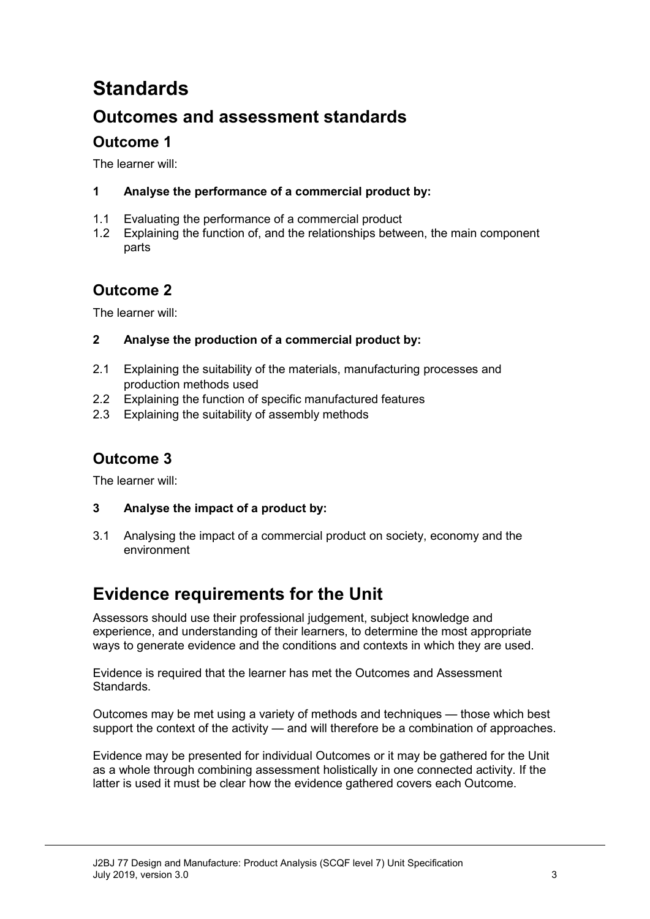# Standards

## Outcomes and assessment standards

### Outcome 1

The learner will:

**1 Analyse the performance of a commercial product by:**

1.1 Evaluating the performance of a commercial product
1.2 Explaining the function of, and the relationships between, the main component parts

### Outcome 2

The learner will:

**2 Analyse the production of a commercial product by:**

2.1 Explaining the suitability of the materials, manufacturing processes and production methods used
2.2 Explaining the function of specific manufactured features
2.3 Explaining the suitability of assembly methods

### Outcome 3

The learner will:

**3 Analyse the impact of a product by:**

3.1 Analysing the impact of a commercial product on society, economy and the environment

## Evidence requirements for the Unit

Assessors should use their professional judgement, subject knowledge and experience, and understanding of their learners, to determine the most appropriate ways to generate evidence and the conditions and contexts in which they are used.

Evidence is required that the learner has met the Outcomes and Assessment Standards.

Outcomes may be met using a variety of methods and techniques — those which best support the context of the activity — and will therefore be a combination of approaches.

Evidence may be presented for individual Outcomes or it may be gathered for the Unit as a whole through combining assessment holistically in one connected activity. If the latter is used it must be clear how the evidence gathered covers each Outcome.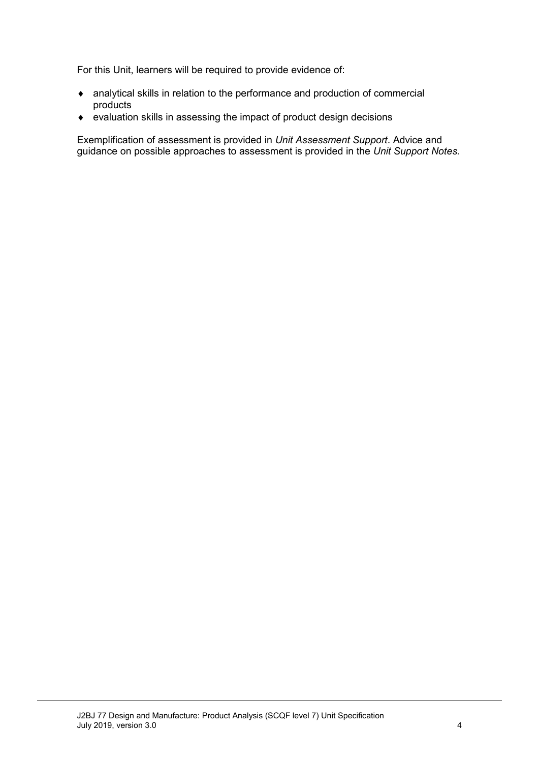For this Unit, learners will be required to provide evidence of:

- analytical skills in relation to the performance and production of commercial products
- evaluation skills in assessing the impact of product design decisions

Exemplification of assessment is provided in *Unit Assessment Support*. Advice and guidance on possible approaches to assessment is provided in the *Unit Support Notes.*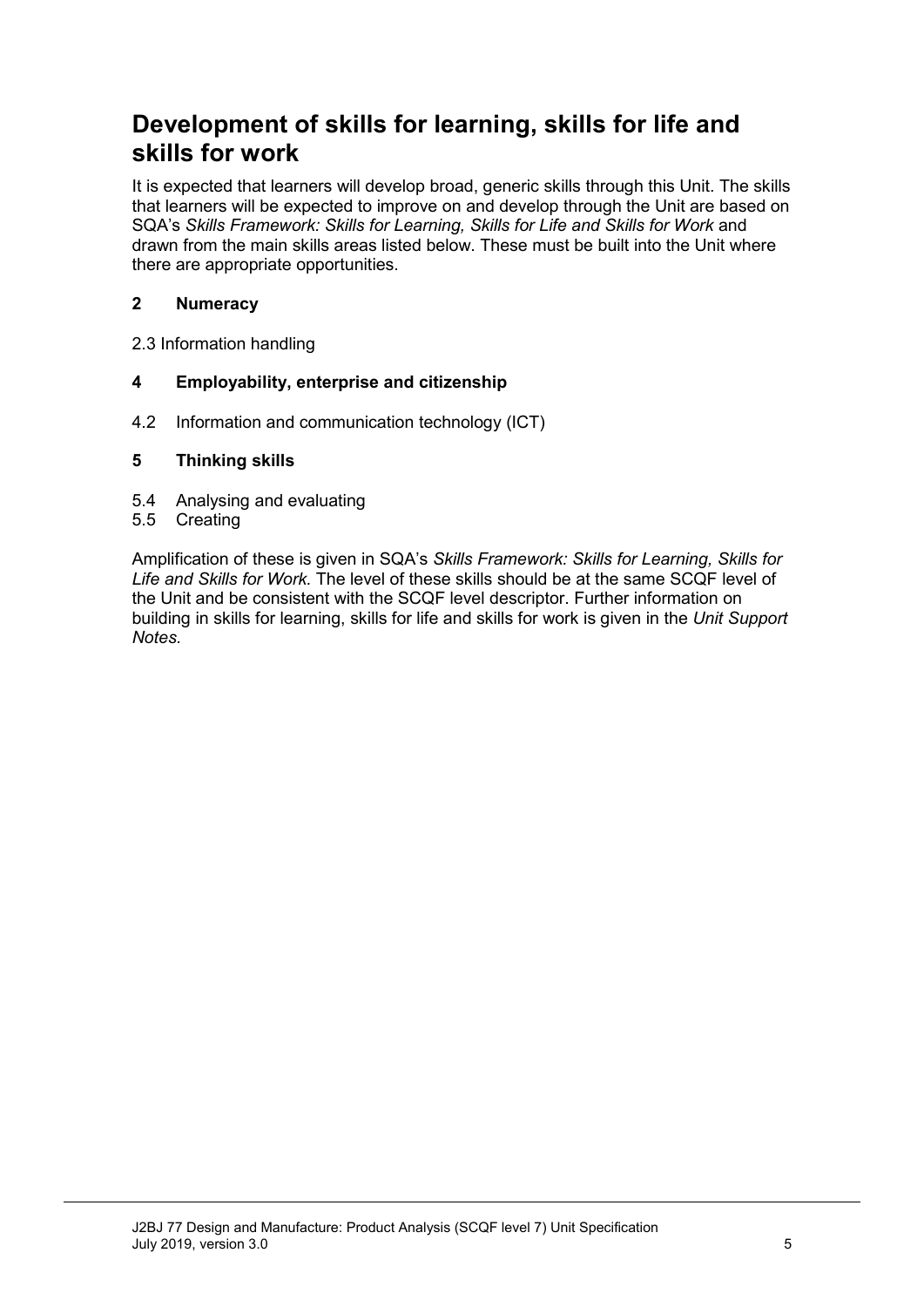## Development of skills for learning, skills for life and skills for work

It is expected that learners will develop broad, generic skills through this Unit. The skills that learners will be expected to improve on and develop through the Unit are based on SQA's *Skills Framework: Skills for Learning, Skills for Life and Skills for Work* and drawn from the main skills areas listed below. These must be built into the Unit where there are appropriate opportunities.

### 2 Numeracy

2.3 Information handling

### 4 Employability, enterprise and citizenship

4.2 Information and communication technology (ICT)

### 5 Thinking skills

5.4 Analysing and evaluating
5.5 Creating

Amplification of these is given in SQA's *Skills Framework: Skills for Learning, Skills for Life and Skills for Work.* The level of these skills should be at the same SCQF level of the Unit and be consistent with the SCQF level descriptor. Further information on building in skills for learning, skills for life and skills for work is given in the *Unit Support Notes.*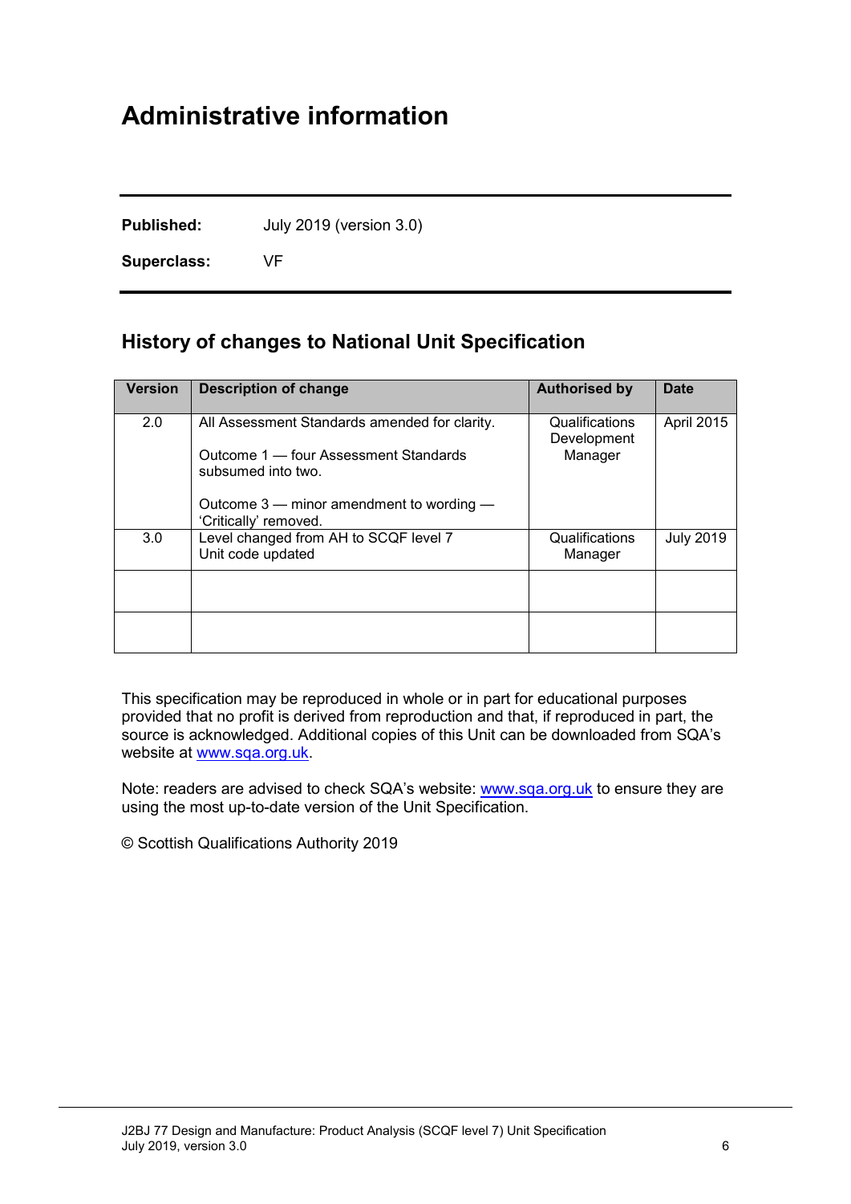# Administrative information

**Published:** July 2019 (version 3.0)

**Superclass:** VF

## History of changes to National Unit Specification

| Version | Description of change | Authorised by | Date |
|---|---|---|---|
| 2.0 | All Assessment Standards amended for clarity.<br><br>Outcome 1 — four Assessment Standards subsumed into two.<br><br>Outcome 3 — minor amendment to wording — 'Critically' removed. | Qualifications Development Manager | April 2015 |
| 3.0 | Level changed from AH to SCQF level 7<br>Unit code updated | Qualifications Manager | July 2019 |
| | | | |
| | | | |

This specification may be reproduced in whole or in part for educational purposes provided that no profit is derived from reproduction and that, if reproduced in part, the source is acknowledged. Additional copies of this Unit can be downloaded from SQA's website at www.sqa.org.uk.

Note: readers are advised to check SQA's website: www.sqa.org.uk to ensure they are using the most up-to-date version of the Unit Specification.

© Scottish Qualifications Authority 2019